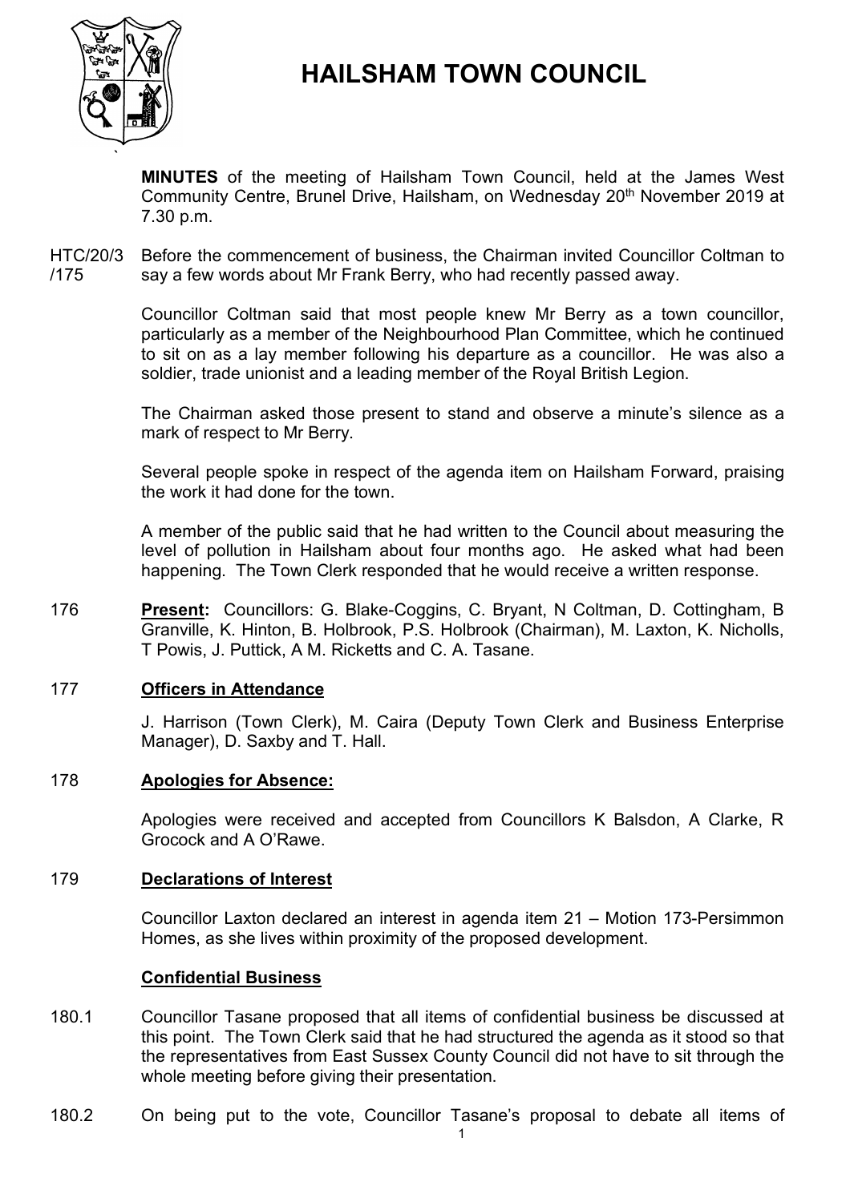# HAILSHAM TOWN COUNCIL

**MINUTES** of the meeting of Hailsham Town Council, held at the James West Community Centre, Brunel Drive, Hailsham, on Wednesday 20th November 2019 at 7.30 p.m.

HTC/20/3/175 Before the commencement of business, the Chairman invited Councillor Coltman to say a few words about Mr Frank Berry, who had recently passed away.

Councillor Coltman said that most people knew Mr Berry as a town councillor, particularly as a member of the Neighbourhood Plan Committee, which he continued to sit on as a lay member following his departure as a councillor. He was also a soldier, trade unionist and a leading member of the Royal British Legion.

The Chairman asked those present to stand and observe a minute's silence as a mark of respect to Mr Berry.

Several people spoke in respect of the agenda item on Hailsham Forward, praising the work it had done for the town.

A member of the public said that he had written to the Council about measuring the level of pollution in Hailsham about four months ago. He asked what had been happening. The Town Clerk responded that he would receive a written response.

176 **Present:** Councillors: G. Blake-Coggins, C. Bryant, N Coltman, D. Cottingham, B Granville, K. Hinton, B. Holbrook, P.S. Holbrook (Chairman), M. Laxton, K. Nicholls, T Powis, J. Puttick, A M. Ricketts and C. A. Tasane.

## 177 Officers in Attendance

J. Harrison (Town Clerk), M. Caira (Deputy Town Clerk and Business Enterprise Manager), D. Saxby and T. Hall.

## 178 Apologies for Absence:

Apologies were received and accepted from Councillors K Balsdon, A Clarke, R Grocock and A O'Rawe.

## 179 Declarations of Interest

Councillor Laxton declared an interest in agenda item 21 – Motion 173-Persimmon Homes, as she lives within proximity of the proposed development.

## Confidential Business

180.1 Councillor Tasane proposed that all items of confidential business be discussed at this point. The Town Clerk said that he had structured the agenda as it stood so that the representatives from East Sussex County Council did not have to sit through the whole meeting before giving their presentation.

180.2 On being put to the vote, Councillor Tasane's proposal to debate all items of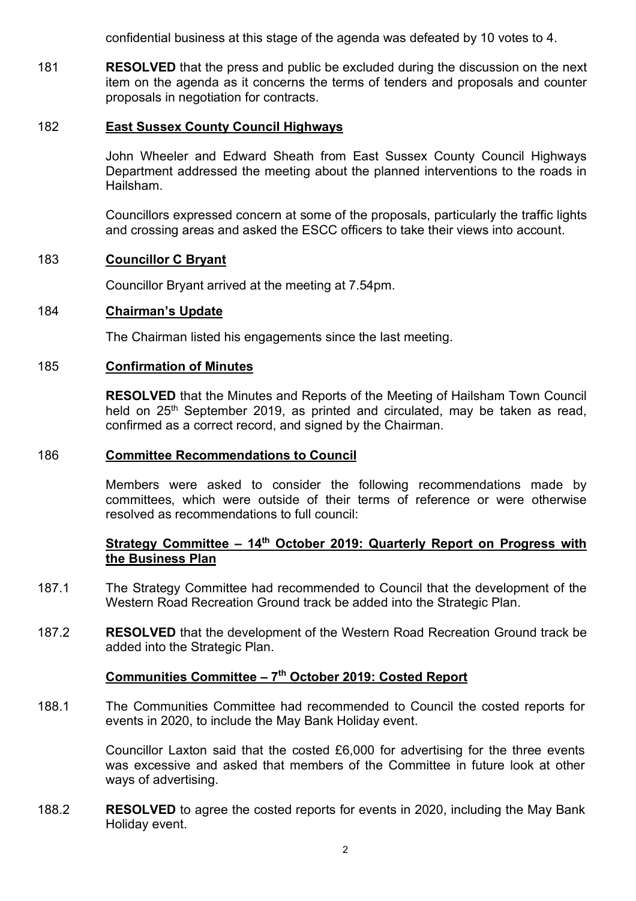confidential business at this stage of the agenda was defeated by 10 votes to 4.

181 **RESOLVED** that the press and public be excluded during the discussion on the next item on the agenda as it concerns the terms of tenders and proposals and counter proposals in negotiation for contracts.

182 **East Sussex County Council Highways**

John Wheeler and Edward Sheath from East Sussex County Council Highways Department addressed the meeting about the planned interventions to the roads in Hailsham.

Councillors expressed concern at some of the proposals, particularly the traffic lights and crossing areas and asked the ESCC officers to take their views into account.

183 **Councillor C Bryant**

Councillor Bryant arrived at the meeting at 7.54pm.

184 **Chairman's Update**

The Chairman listed his engagements since the last meeting.

185 **Confirmation of Minutes**

**RESOLVED** that the Minutes and Reports of the Meeting of Hailsham Town Council held on 25th September 2019, as printed and circulated, may be taken as read, confirmed as a correct record, and signed by the Chairman.

186 **Committee Recommendations to Council**

Members were asked to consider the following recommendations made by committees, which were outside of their terms of reference or were otherwise resolved as recommendations to full council:

**Strategy Committee – 14th October 2019: Quarterly Report on Progress with the Business Plan**

187.1 The Strategy Committee had recommended to Council that the development of the Western Road Recreation Ground track be added into the Strategic Plan.

187.2 **RESOLVED** that the development of the Western Road Recreation Ground track be added into the Strategic Plan.

**Communities Committee – 7th October 2019: Costed Report**

188.1 The Communities Committee had recommended to Council the costed reports for events in 2020, to include the May Bank Holiday event.

Councillor Laxton said that the costed £6,000 for advertising for the three events was excessive and asked that members of the Committee in future look at other ways of advertising.

188.2 **RESOLVED** to agree the costed reports for events in 2020, including the May Bank Holiday event.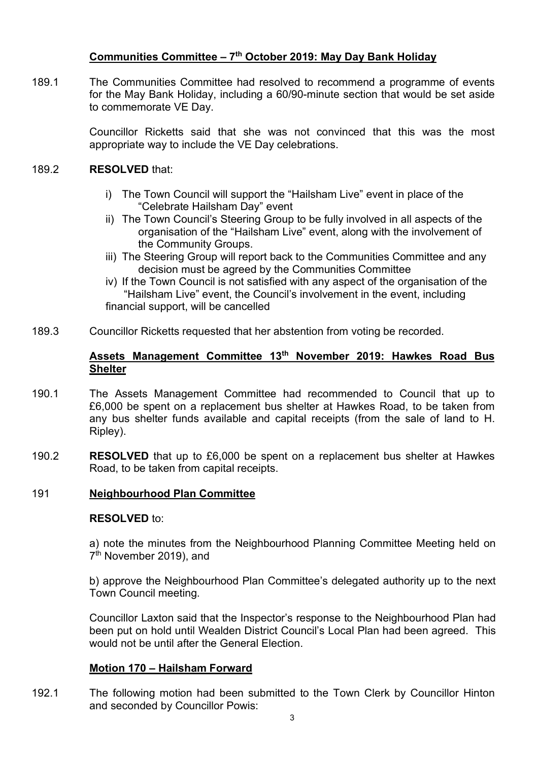**Communities Committee – 7th October 2019: May Day Bank Holiday**

189.1 The Communities Committee had resolved to recommend a programme of events for the May Bank Holiday, including a 60/90-minute section that would be set aside to commemorate VE Day.

Councillor Ricketts said that she was not convinced that this was the most appropriate way to include the VE Day celebrations.

189.2 **RESOLVED** that:

i) The Town Council will support the "Hailsham Live" event in place of the "Celebrate Hailsham Day" event
ii) The Town Council's Steering Group to be fully involved in all aspects of the organisation of the "Hailsham Live" event, along with the involvement of the Community Groups.
iii) The Steering Group will report back to the Communities Committee and any decision must be agreed by the Communities Committee
iv) If the Town Council is not satisfied with any aspect of the organisation of the "Hailsham Live" event, the Council's involvement in the event, including financial support, will be cancelled

189.3 Councillor Ricketts requested that her abstention from voting be recorded.

**Assets Management Committee 13th November 2019: Hawkes Road Bus Shelter**

190.1 The Assets Management Committee had recommended to Council that up to £6,000 be spent on a replacement bus shelter at Hawkes Road, to be taken from any bus shelter funds available and capital receipts (from the sale of land to H. Ripley).

190.2 **RESOLVED** that up to £6,000 be spent on a replacement bus shelter at Hawkes Road, to be taken from capital receipts.

191 **Neighbourhood Plan Committee**

**RESOLVED** to:

a) note the minutes from the Neighbourhood Planning Committee Meeting held on 7th November 2019), and

b) approve the Neighbourhood Plan Committee's delegated authority up to the next Town Council meeting.

Councillor Laxton said that the Inspector's response to the Neighbourhood Plan had been put on hold until Wealden District Council's Local Plan had been agreed. This would not be until after the General Election.

**Motion 170 – Hailsham Forward**

192.1 The following motion had been submitted to the Town Clerk by Councillor Hinton and seconded by Councillor Powis: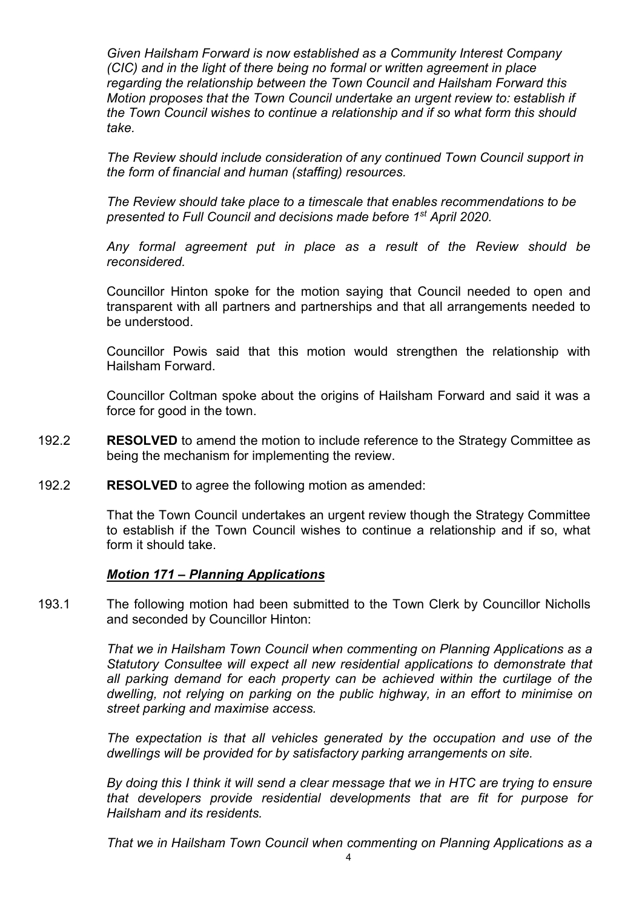*Given Hailsham Forward is now established as a Community Interest Company (CIC) and in the light of there being no formal or written agreement in place regarding the relationship between the Town Council and Hailsham Forward this Motion proposes that the Town Council undertake an urgent review to: establish if the Town Council wishes to continue a relationship and if so what form this should take.*

*The Review should include consideration of any continued Town Council support in the form of financial and human (staffing) resources.*

*The Review should take place to a timescale that enables recommendations to be presented to Full Council and decisions made before 1st April 2020.*

*Any formal agreement put in place as a result of the Review should be reconsidered.*

Councillor Hinton spoke for the motion saying that Council needed to open and transparent with all partners and partnerships and that all arrangements needed to be understood.

Councillor Powis said that this motion would strengthen the relationship with Hailsham Forward.

Councillor Coltman spoke about the origins of Hailsham Forward and said it was a force for good in the town.

192.2 **RESOLVED** to amend the motion to include reference to the Strategy Committee as being the mechanism for implementing the review.

192.2 **RESOLVED** to agree the following motion as amended:

That the Town Council undertakes an urgent review though the Strategy Committee to establish if the Town Council wishes to continue a relationship and if so, what form it should take.

***Motion 171 – Planning Applications***

193.1 The following motion had been submitted to the Town Clerk by Councillor Nicholls and seconded by Councillor Hinton:

*That we in Hailsham Town Council when commenting on Planning Applications as a Statutory Consultee will expect all new residential applications to demonstrate that all parking demand for each property can be achieved within the curtilage of the dwelling, not relying on parking on the public highway, in an effort to minimise on street parking and maximise access.*

*The expectation is that all vehicles generated by the occupation and use of the dwellings will be provided for by satisfactory parking arrangements on site.*

*By doing this I think it will send a clear message that we in HTC are trying to ensure that developers provide residential developments that are fit for purpose for Hailsham and its residents.*

*That we in Hailsham Town Council when commenting on Planning Applications as a*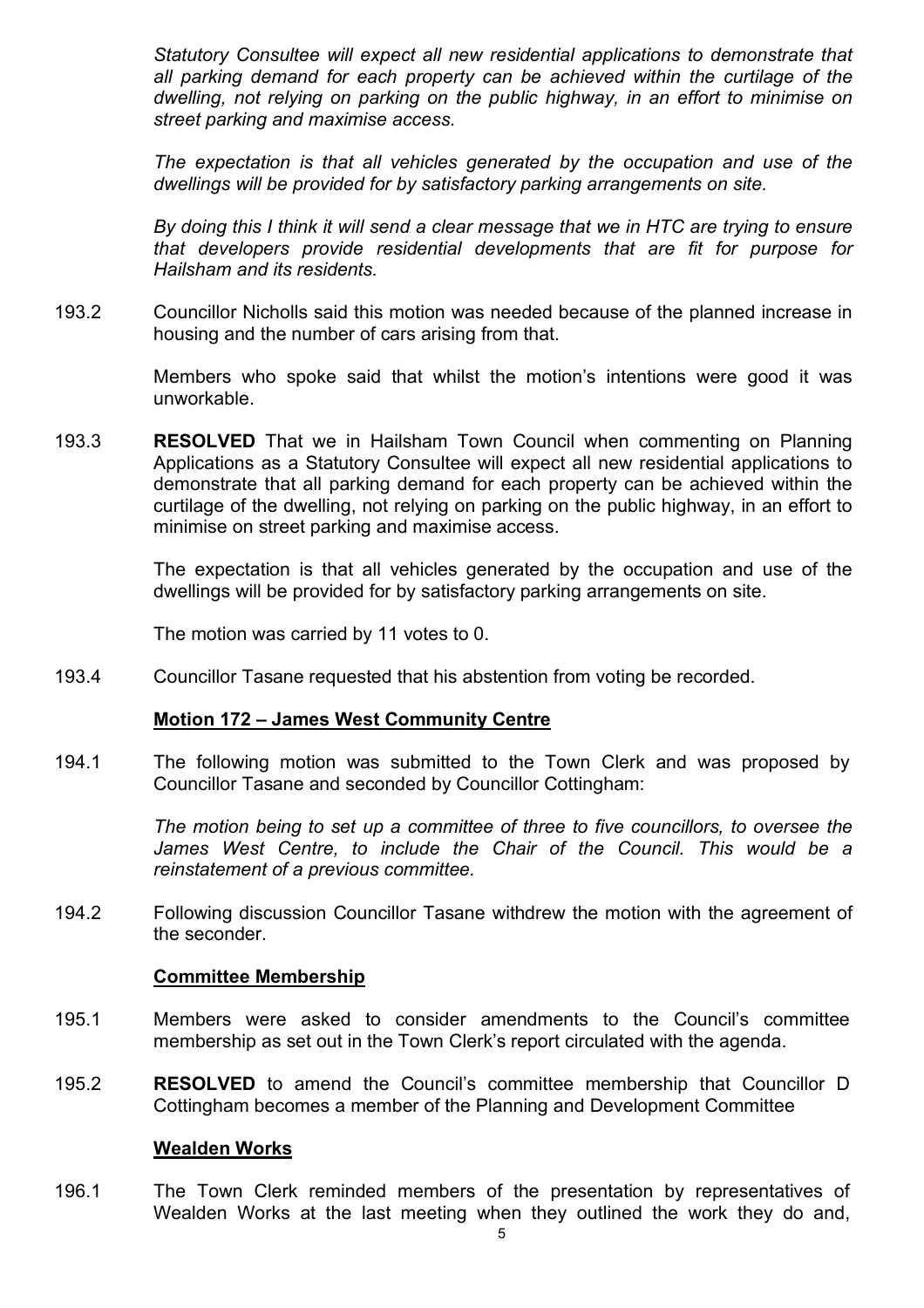*Statutory Consultee will expect all new residential applications to demonstrate that all parking demand for each property can be achieved within the curtilage of the dwelling, not relying on parking on the public highway, in an effort to minimise on street parking and maximise access.*

*The expectation is that all vehicles generated by the occupation and use of the dwellings will be provided for by satisfactory parking arrangements on site.*

*By doing this I think it will send a clear message that we in HTC are trying to ensure that developers provide residential developments that are fit for purpose for Hailsham and its residents.*

193.2 Councillor Nicholls said this motion was needed because of the planned increase in housing and the number of cars arising from that.

Members who spoke said that whilst the motion's intentions were good it was unworkable.

193.3 **RESOLVED** That we in Hailsham Town Council when commenting on Planning Applications as a Statutory Consultee will expect all new residential applications to demonstrate that all parking demand for each property can be achieved within the curtilage of the dwelling, not relying on parking on the public highway, in an effort to minimise on street parking and maximise access.

The expectation is that all vehicles generated by the occupation and use of the dwellings will be provided for by satisfactory parking arrangements on site.

The motion was carried by 11 votes to 0.

193.4 Councillor Tasane requested that his abstention from voting be recorded.

**Motion 172 – James West Community Centre**

194.1 The following motion was submitted to the Town Clerk and was proposed by Councillor Tasane and seconded by Councillor Cottingham:

*The motion being to set up a committee of three to five councillors, to oversee the James West Centre, to include the Chair of the Council. This would be a reinstatement of a previous committee.*

194.2 Following discussion Councillor Tasane withdrew the motion with the agreement of the seconder.

**Committee Membership**

195.1 Members were asked to consider amendments to the Council's committee membership as set out in the Town Clerk's report circulated with the agenda.

195.2 **RESOLVED** to amend the Council's committee membership that Councillor D Cottingham becomes a member of the Planning and Development Committee

**Wealden Works**

196.1 The Town Clerk reminded members of the presentation by representatives of Wealden Works at the last meeting when they outlined the work they do and,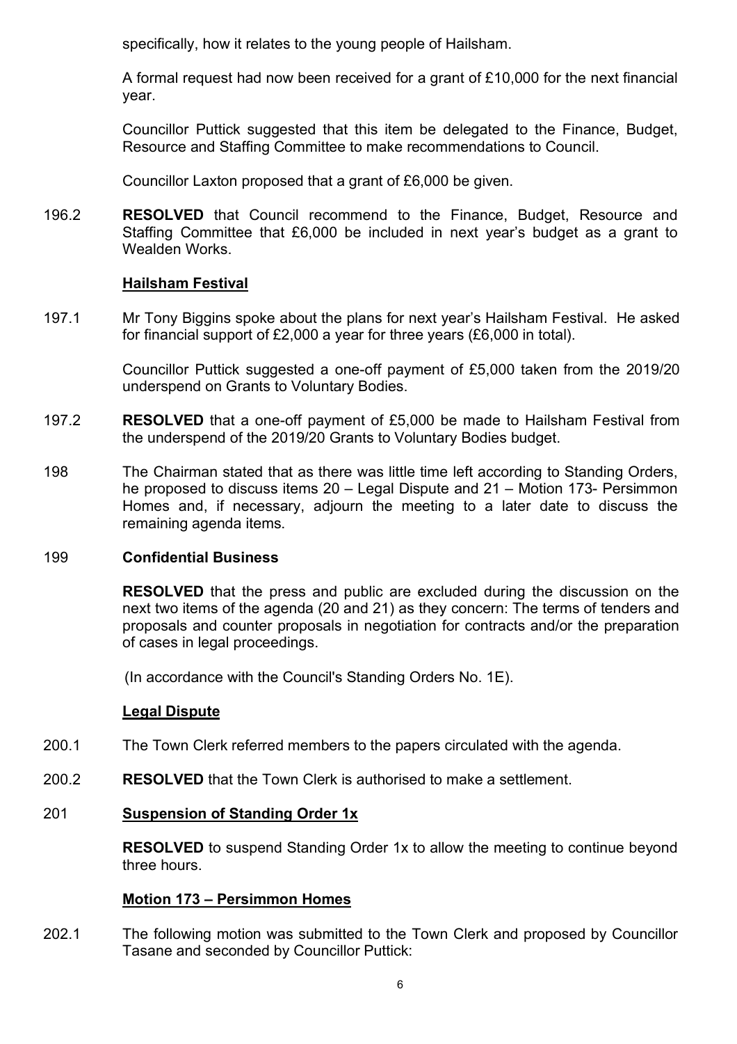specifically, how it relates to the young people of Hailsham.

A formal request had now been received for a grant of £10,000 for the next financial year.

Councillor Puttick suggested that this item be delegated to the Finance, Budget, Resource and Staffing Committee to make recommendations to Council.

Councillor Laxton proposed that a grant of £6,000 be given.

196.2 **RESOLVED** that Council recommend to the Finance, Budget, Resource and Staffing Committee that £6,000 be included in next year's budget as a grant to Wealden Works.

**Hailsham Festival**

197.1 Mr Tony Biggins spoke about the plans for next year's Hailsham Festival. He asked for financial support of £2,000 a year for three years (£6,000 in total).

Councillor Puttick suggested a one-off payment of £5,000 taken from the 2019/20 underspend on Grants to Voluntary Bodies.

197.2 **RESOLVED** that a one-off payment of £5,000 be made to Hailsham Festival from the underspend of the 2019/20 Grants to Voluntary Bodies budget.

198 The Chairman stated that as there was little time left according to Standing Orders, he proposed to discuss items 20 – Legal Dispute and 21 – Motion 173- Persimmon Homes and, if necessary, adjourn the meeting to a later date to discuss the remaining agenda items.

199 **Confidential Business**

**RESOLVED** that the press and public are excluded during the discussion on the next two items of the agenda (20 and 21) as they concern: The terms of tenders and proposals and counter proposals in negotiation for contracts and/or the preparation of cases in legal proceedings.

(In accordance with the Council's Standing Orders No. 1E).

**Legal Dispute**

200.1 The Town Clerk referred members to the papers circulated with the agenda.

200.2 **RESOLVED** that the Town Clerk is authorised to make a settlement.

201 **Suspension of Standing Order 1x**

**RESOLVED** to suspend Standing Order 1x to allow the meeting to continue beyond three hours.

**Motion 173 – Persimmon Homes**

202.1 The following motion was submitted to the Town Clerk and proposed by Councillor Tasane and seconded by Councillor Puttick: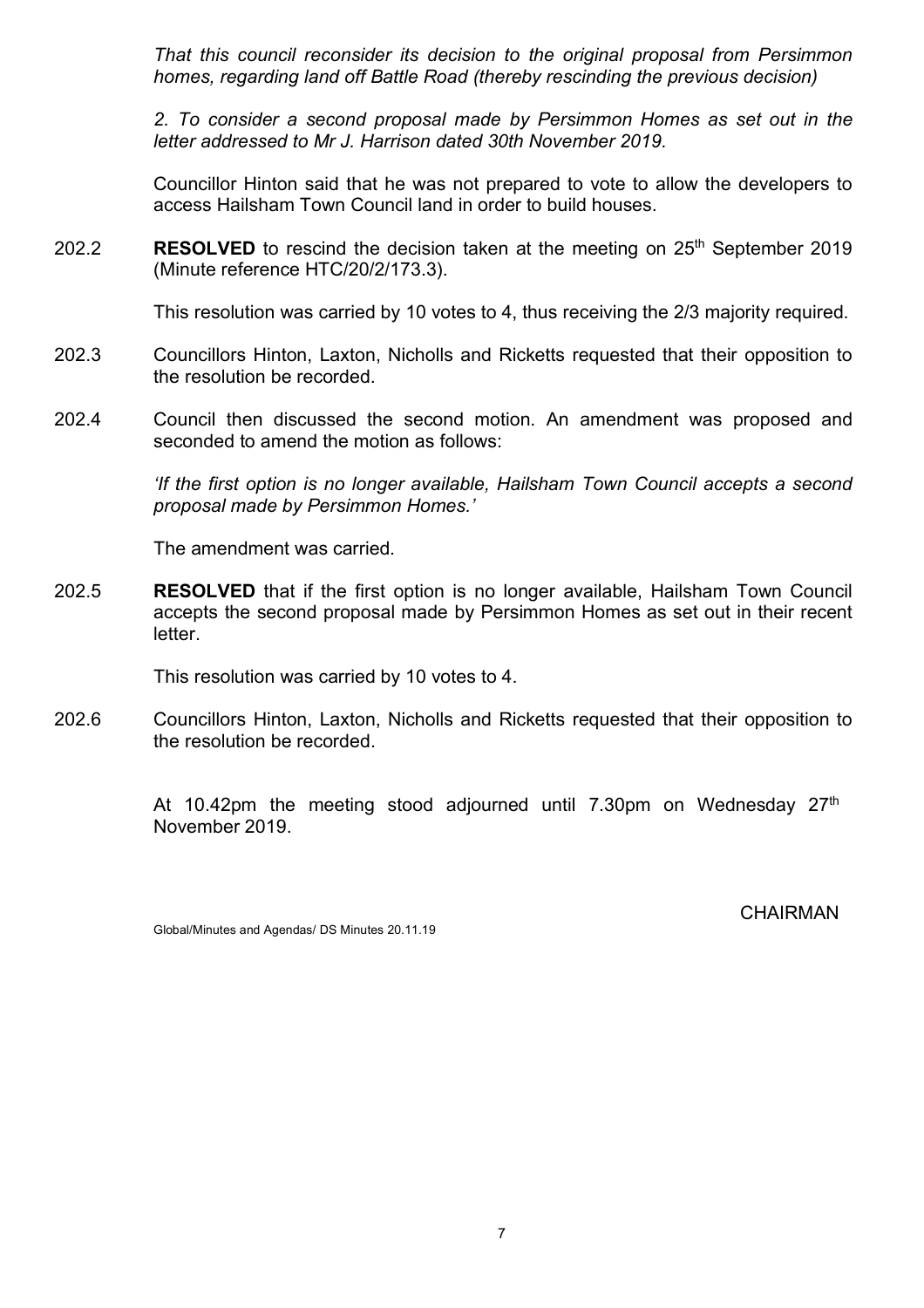*That this council reconsider its decision to the original proposal from Persimmon homes, regarding land off Battle Road (thereby rescinding the previous decision)*

*2. To consider a second proposal made by Persimmon Homes as set out in the letter addressed to Mr J. Harrison dated 30th November 2019.*

Councillor Hinton said that he was not prepared to vote to allow the developers to access Hailsham Town Council land in order to build houses.

202.2 **RESOLVED** to rescind the decision taken at the meeting on 25th September 2019 (Minute reference HTC/20/2/173.3).

This resolution was carried by 10 votes to 4, thus receiving the 2/3 majority required.

202.3 Councillors Hinton, Laxton, Nicholls and Ricketts requested that their opposition to the resolution be recorded.

202.4 Council then discussed the second motion. An amendment was proposed and seconded to amend the motion as follows:

*'If the first option is no longer available, Hailsham Town Council accepts a second proposal made by Persimmon Homes.'*

The amendment was carried.

202.5 **RESOLVED** that if the first option is no longer available, Hailsham Town Council accepts the second proposal made by Persimmon Homes as set out in their recent letter.

This resolution was carried by 10 votes to 4.

202.6 Councillors Hinton, Laxton, Nicholls and Ricketts requested that their opposition to the resolution be recorded.

At 10.42pm the meeting stood adjourned until 7.30pm on Wednesday 27th November 2019.

CHAIRMAN

Global/Minutes and Agendas/ DS Minutes 20.11.19